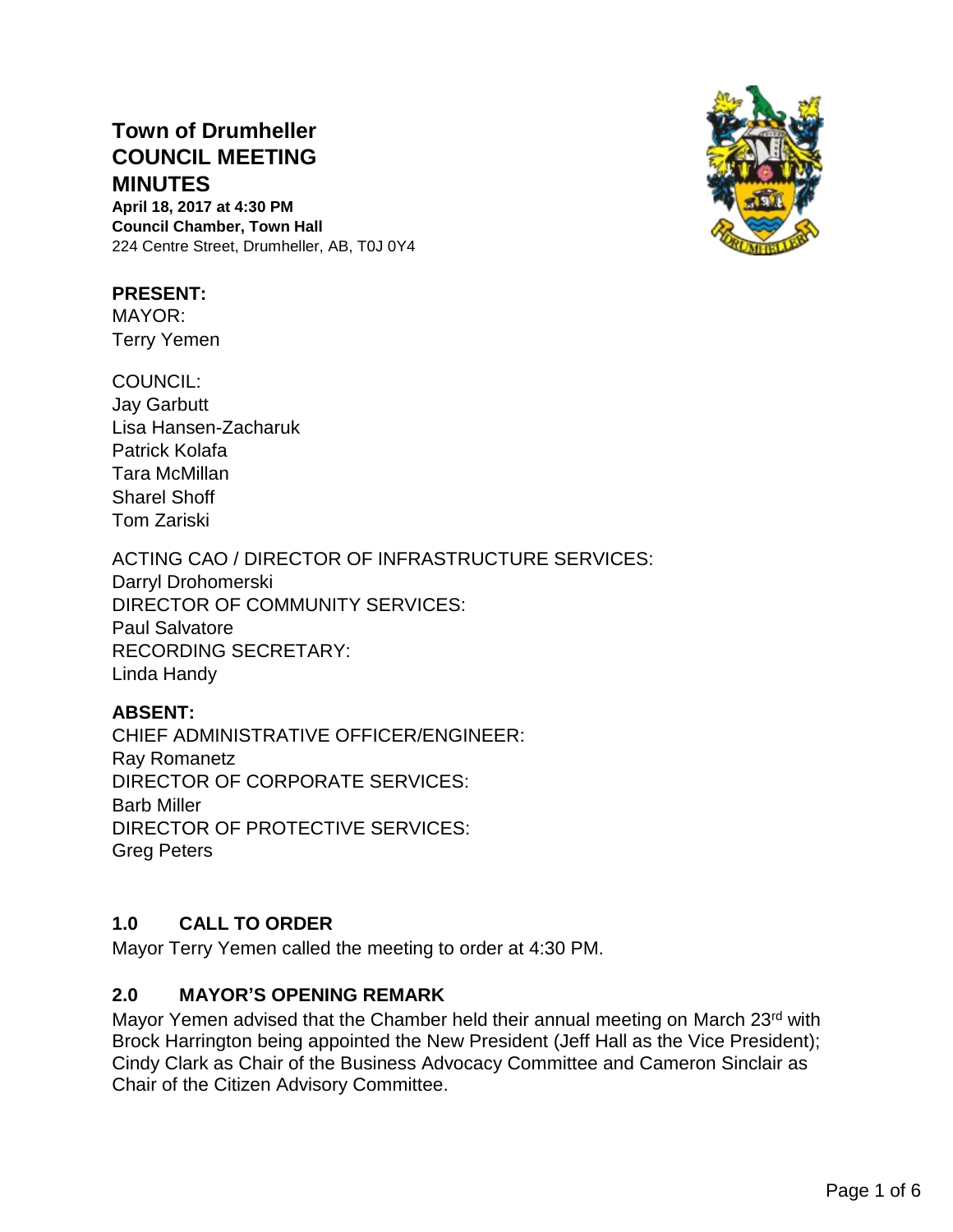# Town of Drumheller COUNCIL MEETING MINUTES

**April 18, 2017 at 4:30 PM**
**Council Chamber, Town Hall**
224 Centre Street, Drumheller, AB, T0J 0Y4

**PRESENT:**
MAYOR:
Terry Yemen

COUNCIL:
Jay Garbutt
Lisa Hansen-Zacharuk
Patrick Kolafa
Tara McMillan
Sharel Shoff
Tom Zariski

ACTING CAO / DIRECTOR OF INFRASTRUCTURE SERVICES:
Darryl Drohomerski
DIRECTOR OF COMMUNITY SERVICES:
Paul Salvatore
RECORDING SECRETARY:
Linda Handy

**ABSENT:**
CHIEF ADMINISTRATIVE OFFICER/ENGINEER:
Ray Romanetz
DIRECTOR OF CORPORATE SERVICES:
Barb Miller
DIRECTOR OF PROTECTIVE SERVICES:
Greg Peters

## 1.0 CALL TO ORDER

Mayor Terry Yemen called the meeting to order at 4:30 PM.

## 2.0 MAYOR'S OPENING REMARK

Mayor Yemen advised that the Chamber held their annual meeting on March 23rd with Brock Harrington being appointed the New President (Jeff Hall as the Vice President); Cindy Clark as Chair of the Business Advocacy Committee and Cameron Sinclair as Chair of the Citizen Advisory Committee.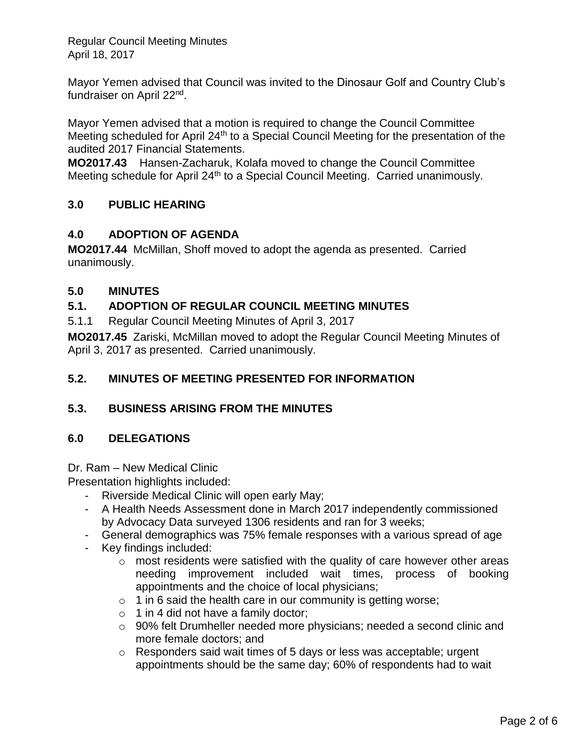Mayor Yemen advised that Council was invited to the Dinosaur Golf and Country Club's fundraiser on April 22nd.

Mayor Yemen advised that a motion is required to change the Council Committee Meeting scheduled for April 24th to a Special Council Meeting for the presentation of the audited 2017 Financial Statements.

**MO2017.43** Hansen-Zacharuk, Kolafa moved to change the Council Committee Meeting schedule for April 24th to a Special Council Meeting. Carried unanimously.

## 3.0 PUBLIC HEARING

## 4.0 ADOPTION OF AGENDA

**MO2017.44** McMillan, Shoff moved to adopt the agenda as presented. Carried unanimously.

## 5.0 MINUTES

### 5.1. ADOPTION OF REGULAR COUNCIL MEETING MINUTES

5.1.1 Regular Council Meeting Minutes of April 3, 2017

**MO2017.45** Zariski, McMillan moved to adopt the Regular Council Meeting Minutes of April 3, 2017 as presented. Carried unanimously.

### 5.2. MINUTES OF MEETING PRESENTED FOR INFORMATION

### 5.3. BUSINESS ARISING FROM THE MINUTES

## 6.0 DELEGATIONS

Dr. Ram – New Medical Clinic

Presentation highlights included:

- Riverside Medical Clinic will open early May;
- A Health Needs Assessment done in March 2017 independently commissioned by Advocacy Data surveyed 1306 residents and ran for 3 weeks;
- General demographics was 75% female responses with a various spread of age
- Key findings included:
  - most residents were satisfied with the quality of care however other areas needing improvement included wait times, process of booking appointments and the choice of local physicians;
  - 1 in 6 said the health care in our community is getting worse;
  - 1 in 4 did not have a family doctor;
  - 90% felt Drumheller needed more physicians; needed a second clinic and more female doctors; and
  - Responders said wait times of 5 days or less was acceptable; urgent appointments should be the same day; 60% of respondents had to wait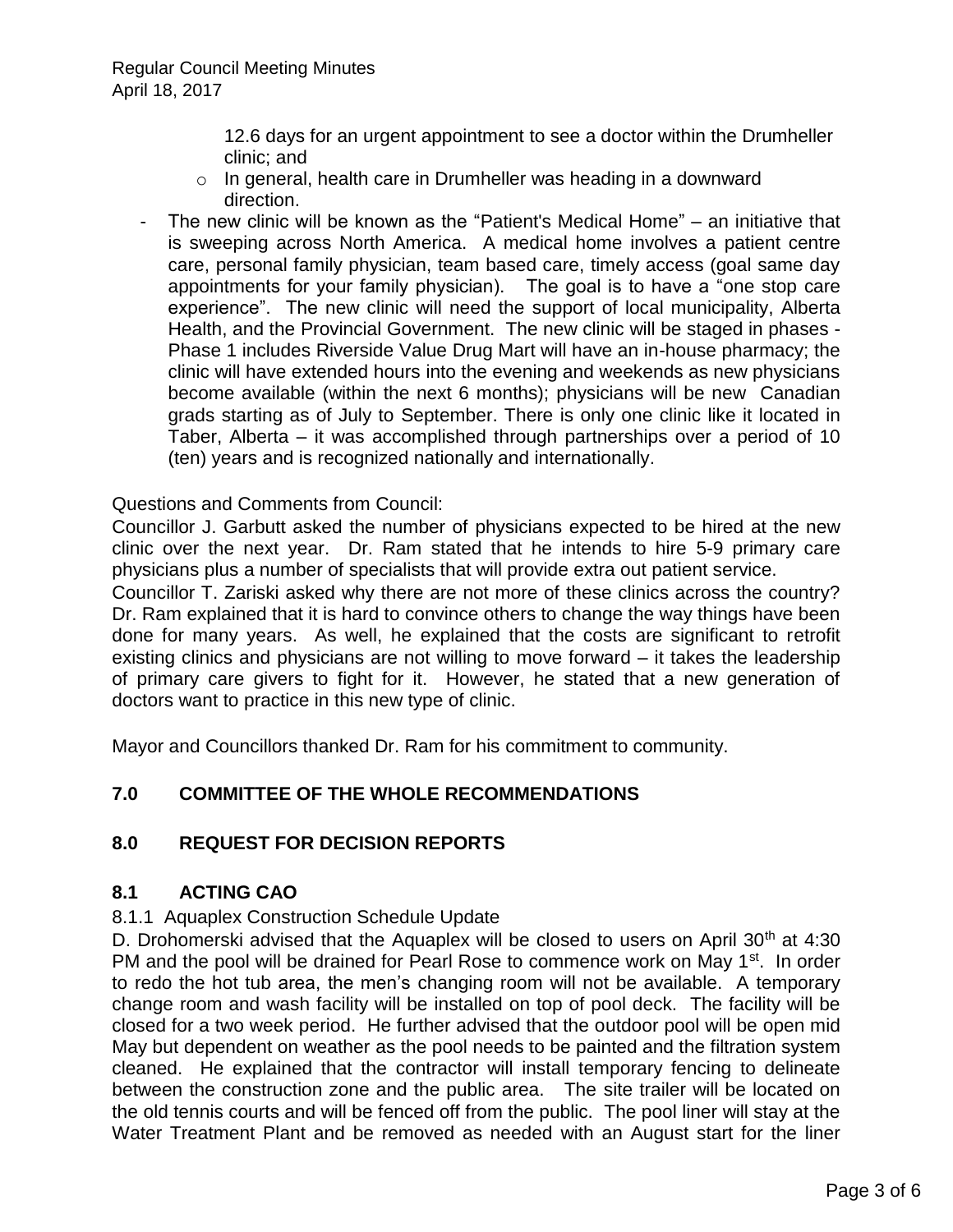12.6 days for an urgent appointment to see a doctor within the Drumheller clinic; and

  - In general, health care in Drumheller was heading in a downward direction.
- The new clinic will be known as the "Patient's Medical Home" – an initiative that is sweeping across North America. A medical home involves a patient centre care, personal family physician, team based care, timely access (goal same day appointments for your family physician). The goal is to have a "one stop care experience". The new clinic will need the support of local municipality, Alberta Health, and the Provincial Government. The new clinic will be staged in phases - Phase 1 includes Riverside Value Drug Mart will have an in-house pharmacy; the clinic will have extended hours into the evening and weekends as new physicians become available (within the next 6 months); physicians will be new Canadian grads starting as of July to September. There is only one clinic like it located in Taber, Alberta – it was accomplished through partnerships over a period of 10 (ten) years and is recognized nationally and internationally.

Questions and Comments from Council:

Councillor J. Garbutt asked the number of physicians expected to be hired at the new clinic over the next year. Dr. Ram stated that he intends to hire 5-9 primary care physicians plus a number of specialists that will provide extra out patient service.

Councillor T. Zariski asked why there are not more of these clinics across the country? Dr. Ram explained that it is hard to convince others to change the way things have been done for many years. As well, he explained that the costs are significant to retrofit existing clinics and physicians are not willing to move forward – it takes the leadership of primary care givers to fight for it. However, he stated that a new generation of doctors want to practice in this new type of clinic.

Mayor and Councillors thanked Dr. Ram for his commitment to community.

## 7.0 COMMITTEE OF THE WHOLE RECOMMENDATIONS

## 8.0 REQUEST FOR DECISION REPORTS

## 8.1 ACTING CAO

8.1.1 Aquaplex Construction Schedule Update

D. Drohomerski advised that the Aquaplex will be closed to users on April 30th at 4:30 PM and the pool will be drained for Pearl Rose to commence work on May 1st. In order to redo the hot tub area, the men's changing room will not be available. A temporary change room and wash facility will be installed on top of pool deck. The facility will be closed for a two week period. He further advised that the outdoor pool will be open mid May but dependent on weather as the pool needs to be painted and the filtration system cleaned. He explained that the contractor will install temporary fencing to delineate between the construction zone and the public area. The site trailer will be located on the old tennis courts and will be fenced off from the public. The pool liner will stay at the Water Treatment Plant and be removed as needed with an August start for the liner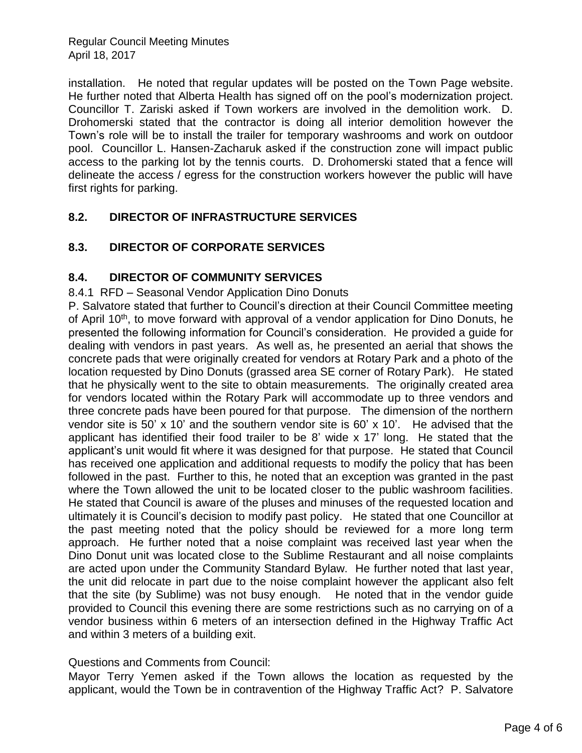installation. He noted that regular updates will be posted on the Town Page website. He further noted that Alberta Health has signed off on the pool's modernization project. Councillor T. Zariski asked if Town workers are involved in the demolition work. D. Drohomerski stated that the contractor is doing all interior demolition however the Town's role will be to install the trailer for temporary washrooms and work on outdoor pool. Councillor L. Hansen-Zacharuk asked if the construction zone will impact public access to the parking lot by the tennis courts. D. Drohomerski stated that a fence will delineate the access / egress for the construction workers however the public will have first rights for parking.

## 8.2. DIRECTOR OF INFRASTRUCTURE SERVICES

## 8.3. DIRECTOR OF CORPORATE SERVICES

## 8.4. DIRECTOR OF COMMUNITY SERVICES

8.4.1 RFD – Seasonal Vendor Application Dino Donuts

P. Salvatore stated that further to Council's direction at their Council Committee meeting of April 10th, to move forward with approval of a vendor application for Dino Donuts, he presented the following information for Council's consideration. He provided a guide for dealing with vendors in past years. As well as, he presented an aerial that shows the concrete pads that were originally created for vendors at Rotary Park and a photo of the location requested by Dino Donuts (grassed area SE corner of Rotary Park). He stated that he physically went to the site to obtain measurements. The originally created area for vendors located within the Rotary Park will accommodate up to three vendors and three concrete pads have been poured for that purpose. The dimension of the northern vendor site is 50' x 10' and the southern vendor site is 60' x 10'. He advised that the applicant has identified their food trailer to be 8' wide x 17' long. He stated that the applicant's unit would fit where it was designed for that purpose. He stated that Council has received one application and additional requests to modify the policy that has been followed in the past. Further to this, he noted that an exception was granted in the past where the Town allowed the unit to be located closer to the public washroom facilities. He stated that Council is aware of the pluses and minuses of the requested location and ultimately it is Council's decision to modify past policy. He stated that one Councillor at the past meeting noted that the policy should be reviewed for a more long term approach. He further noted that a noise complaint was received last year when the Dino Donut unit was located close to the Sublime Restaurant and all noise complaints are acted upon under the Community Standard Bylaw. He further noted that last year, the unit did relocate in part due to the noise complaint however the applicant also felt that the site (by Sublime) was not busy enough. He noted that in the vendor guide provided to Council this evening there are some restrictions such as no carrying on of a vendor business within 6 meters of an intersection defined in the Highway Traffic Act and within 3 meters of a building exit.

Questions and Comments from Council:

Mayor Terry Yemen asked if the Town allows the location as requested by the applicant, would the Town be in contravention of the Highway Traffic Act? P. Salvatore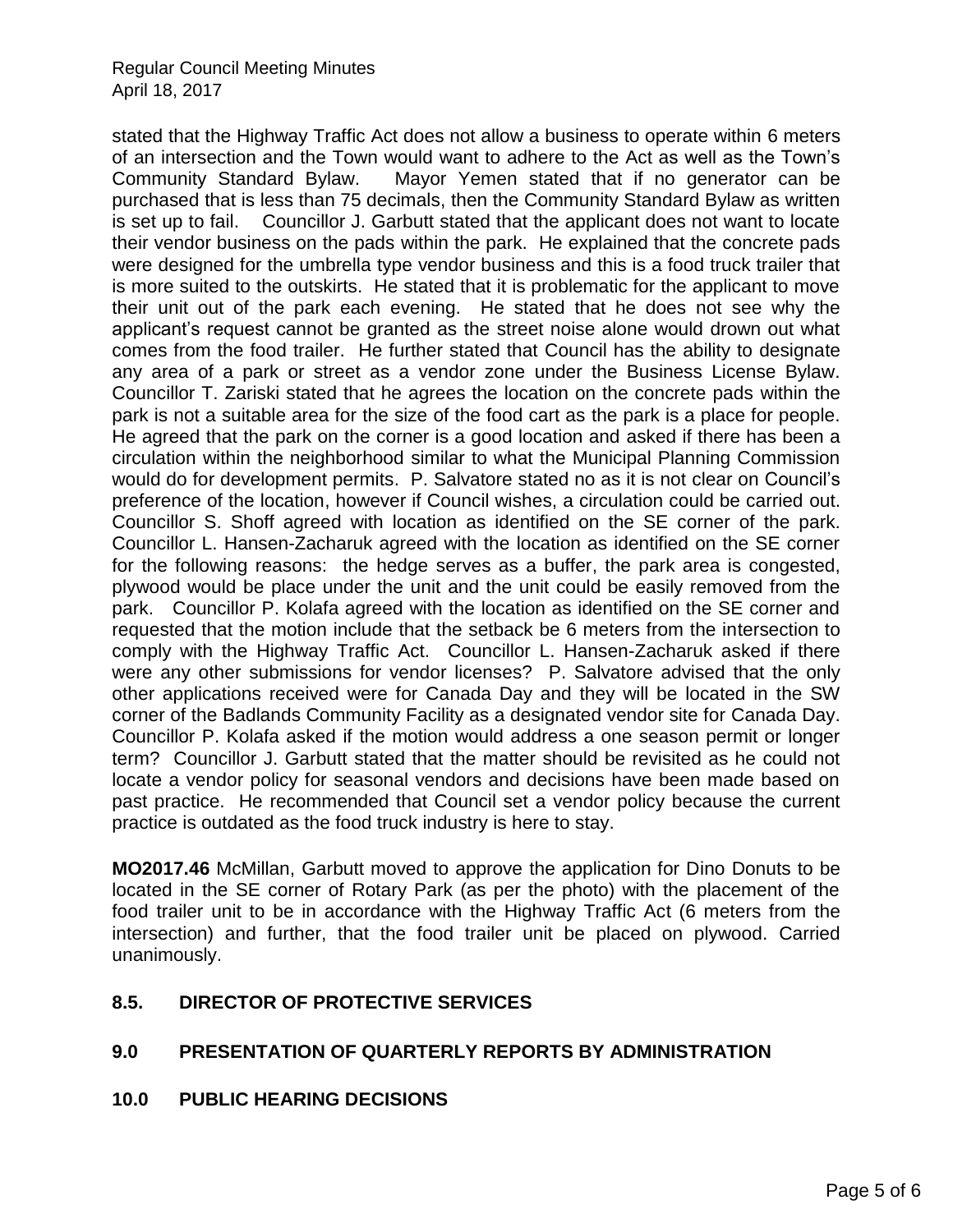stated that the Highway Traffic Act does not allow a business to operate within 6 meters of an intersection and the Town would want to adhere to the Act as well as the Town's Community Standard Bylaw. Mayor Yemen stated that if no generator can be purchased that is less than 75 decimals, then the Community Standard Bylaw as written is set up to fail. Councillor J. Garbutt stated that the applicant does not want to locate their vendor business on the pads within the park. He explained that the concrete pads were designed for the umbrella type vendor business and this is a food truck trailer that is more suited to the outskirts. He stated that it is problematic for the applicant to move their unit out of the park each evening. He stated that he does not see why the applicant's request cannot be granted as the street noise alone would drown out what comes from the food trailer. He further stated that Council has the ability to designate any area of a park or street as a vendor zone under the Business License Bylaw. Councillor T. Zariski stated that he agrees the location on the concrete pads within the park is not a suitable area for the size of the food cart as the park is a place for people. He agreed that the park on the corner is a good location and asked if there has been a circulation within the neighborhood similar to what the Municipal Planning Commission would do for development permits. P. Salvatore stated no as it is not clear on Council's preference of the location, however if Council wishes, a circulation could be carried out. Councillor S. Shoff agreed with location as identified on the SE corner of the park. Councillor L. Hansen-Zacharuk agreed with the location as identified on the SE corner for the following reasons: the hedge serves as a buffer, the park area is congested, plywood would be place under the unit and the unit could be easily removed from the park. Councillor P. Kolafa agreed with the location as identified on the SE corner and requested that the motion include that the setback be 6 meters from the intersection to comply with the Highway Traffic Act. Councillor L. Hansen-Zacharuk asked if there were any other submissions for vendor licenses? P. Salvatore advised that the only other applications received were for Canada Day and they will be located in the SW corner of the Badlands Community Facility as a designated vendor site for Canada Day. Councillor P. Kolafa asked if the motion would address a one season permit or longer term? Councillor J. Garbutt stated that the matter should be revisited as he could not locate a vendor policy for seasonal vendors and decisions have been made based on past practice. He recommended that Council set a vendor policy because the current practice is outdated as the food truck industry is here to stay.

**MO2017.46** McMillan, Garbutt moved to approve the application for Dino Donuts to be located in the SE corner of Rotary Park (as per the photo) with the placement of the food trailer unit to be in accordance with the Highway Traffic Act (6 meters from the intersection) and further, that the food trailer unit be placed on plywood. Carried unanimously.

## 8.5. DIRECTOR OF PROTECTIVE SERVICES

## 9.0 PRESENTATION OF QUARTERLY REPORTS BY ADMINISTRATION

## 10.0 PUBLIC HEARING DECISIONS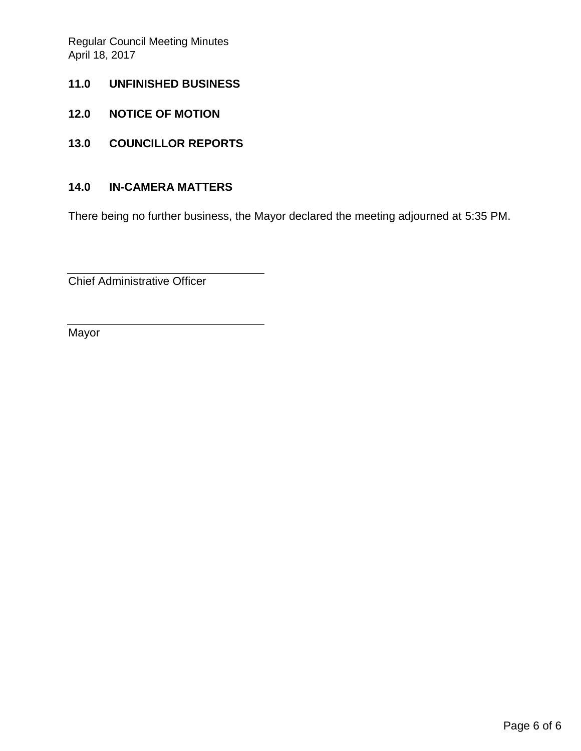**11.0 UNFINISHED BUSINESS**

**12.0 NOTICE OF MOTION**

**13.0 COUNCILLOR REPORTS**

**14.0 IN-CAMERA MATTERS**

There being no further business, the Mayor declared the meeting adjourned at 5:35 PM.

\_\_\_\_\_\_\_\_\_\_\_\_\_\_\_\_\_\_\_\_\_\_\_\_\_\_\_\_\_\_
Chief Administrative Officer

\_\_\_\_\_\_\_\_\_\_\_\_\_\_\_\_\_\_\_\_\_\_\_\_\_\_\_\_\_\_
Mayor